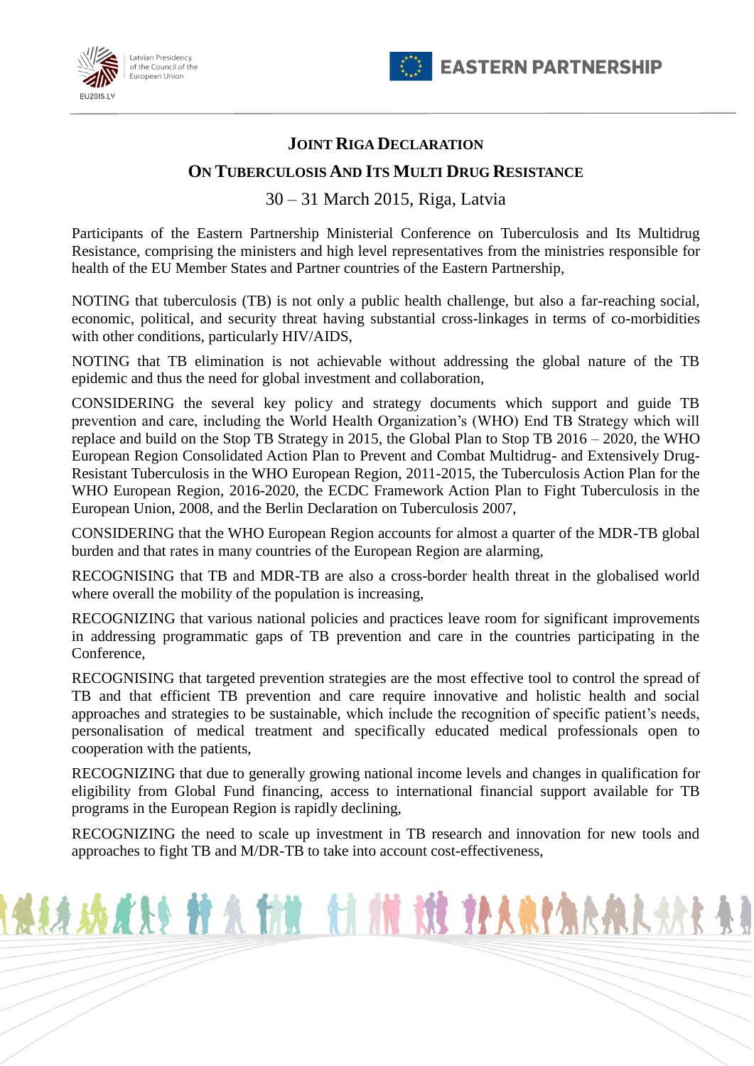# JOINT RIGA DECLARATION

# ON TUBERCULOSIS AND ITS MULTI DRUG RESISTANCE

30 – 31 March 2015, Riga, Latvia

Participants of the Eastern Partnership Ministerial Conference on Tuberculosis and Its Multidrug Resistance, comprising the ministers and high level representatives from the ministries responsible for health of the EU Member States and Partner countries of the Eastern Partnership,

NOTING that tuberculosis (TB) is not only a public health challenge, but also a far-reaching social, economic, political, and security threat having substantial cross-linkages in terms of co-morbidities with other conditions, particularly HIV/AIDS,

NOTING that TB elimination is not achievable without addressing the global nature of the TB epidemic and thus the need for global investment and collaboration,

CONSIDERING the several key policy and strategy documents which support and guide TB prevention and care, including the World Health Organization's (WHO) End TB Strategy which will replace and build on the Stop TB Strategy in 2015, the Global Plan to Stop TB 2016 – 2020, the WHO European Region Consolidated Action Plan to Prevent and Combat Multidrug- and Extensively Drug-Resistant Tuberculosis in the WHO European Region, 2011-2015, the Tuberculosis Action Plan for the WHO European Region, 2016-2020, the ECDC Framework Action Plan to Fight Tuberculosis in the European Union, 2008, and the Berlin Declaration on Tuberculosis 2007,

CONSIDERING that the WHO European Region accounts for almost a quarter of the MDR-TB global burden and that rates in many countries of the European Region are alarming,

RECOGNISING that TB and MDR-TB are also a cross-border health threat in the globalised world where overall the mobility of the population is increasing,

RECOGNIZING that various national policies and practices leave room for significant improvements in addressing programmatic gaps of TB prevention and care in the countries participating in the Conference,

RECOGNISING that targeted prevention strategies are the most effective tool to control the spread of TB and that efficient TB prevention and care require innovative and holistic health and social approaches and strategies to be sustainable, which include the recognition of specific patient's needs, personalisation of medical treatment and specifically educated medical professionals open to cooperation with the patients,

RECOGNIZING that due to generally growing national income levels and changes in qualification for eligibility from Global Fund financing, access to international financial support available for TB programs in the European Region is rapidly declining,

RECOGNIZING the need to scale up investment in TB research and innovation for new tools and approaches to fight TB and M/DR-TB to take into account cost-effectiveness,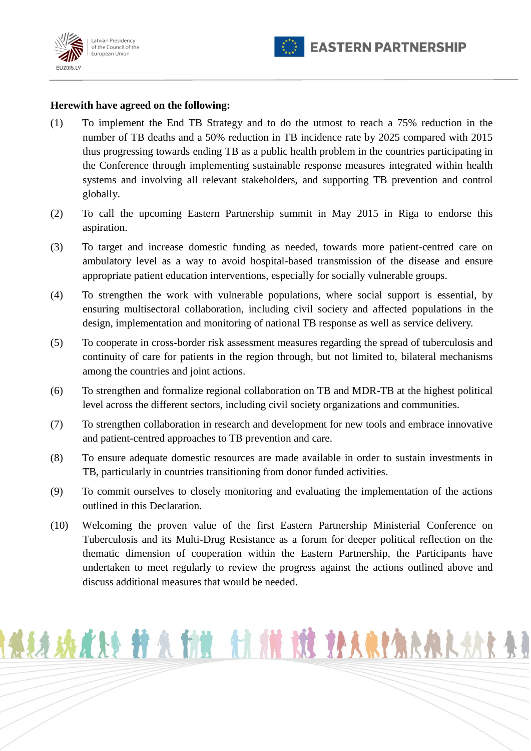**Herewith have agreed on the following:**

(1) To implement the End TB Strategy and to do the utmost to reach a 75% reduction in the number of TB deaths and a 50% reduction in TB incidence rate by 2025 compared with 2015 thus progressing towards ending TB as a public health problem in the countries participating in the Conference through implementing sustainable response measures integrated within health systems and involving all relevant stakeholders, and supporting TB prevention and control globally.

(2) To call the upcoming Eastern Partnership summit in May 2015 in Riga to endorse this aspiration.

(3) To target and increase domestic funding as needed, towards more patient-centred care on ambulatory level as a way to avoid hospital-based transmission of the disease and ensure appropriate patient education interventions, especially for socially vulnerable groups.

(4) To strengthen the work with vulnerable populations, where social support is essential, by ensuring multisectoral collaboration, including civil society and affected populations in the design, implementation and monitoring of national TB response as well as service delivery.

(5) To cooperate in cross-border risk assessment measures regarding the spread of tuberculosis and continuity of care for patients in the region through, but not limited to, bilateral mechanisms among the countries and joint actions.

(6) To strengthen and formalize regional collaboration on TB and MDR-TB at the highest political level across the different sectors, including civil society organizations and communities.

(7) To strengthen collaboration in research and development for new tools and embrace innovative and patient-centred approaches to TB prevention and care.

(8) To ensure adequate domestic resources are made available in order to sustain investments in TB, particularly in countries transitioning from donor funded activities.

(9) To commit ourselves to closely monitoring and evaluating the implementation of the actions outlined in this Declaration.

(10) Welcoming the proven value of the first Eastern Partnership Ministerial Conference on Tuberculosis and its Multi-Drug Resistance as a forum for deeper political reflection on the thematic dimension of cooperation within the Eastern Partnership, the Participants have undertaken to meet regularly to review the progress against the actions outlined above and discuss additional measures that would be needed.